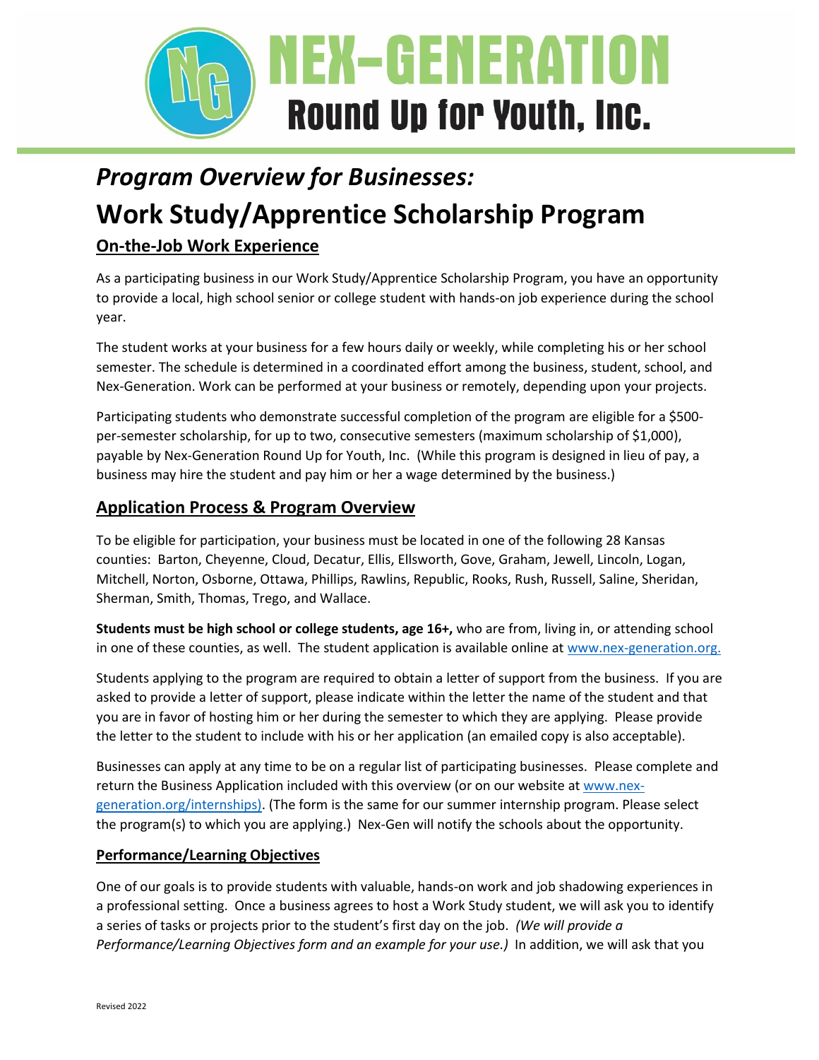# NEX-GENERATION
## Round Up for Youth, Inc.

## *Program Overview for Businesses:*

# Work Study/Apprentice Scholarship Program

### On-the-Job Work Experience

As a participating business in our Work Study/Apprentice Scholarship Program, you have an opportunity to provide a local, high school senior or college student with hands-on job experience during the school year.

The student works at your business for a few hours daily or weekly, while completing his or her school semester. The schedule is determined in a coordinated effort among the business, student, school, and Nex-Generation. Work can be performed at your business or remotely, depending upon your projects.

Participating students who demonstrate successful completion of the program are eligible for a $500-per-semester scholarship, for up to two, consecutive semesters (maximum scholarship of $1,000), payable by Nex-Generation Round Up for Youth, Inc. (While this program is designed in lieu of pay, a business may hire the student and pay him or her a wage determined by the business.)

### Application Process & Program Overview

To be eligible for participation, your business must be located in one of the following 28 Kansas counties: Barton, Cheyenne, Cloud, Decatur, Ellis, Ellsworth, Gove, Graham, Jewell, Lincoln, Logan, Mitchell, Norton, Osborne, Ottawa, Phillips, Rawlins, Republic, Rooks, Rush, Russell, Saline, Sheridan, Sherman, Smith, Thomas, Trego, and Wallace.

**Students must be high school or college students, age 16+,** who are from, living in, or attending school in one of these counties, as well. The student application is available online at www.nex-generation.org.

Students applying to the program are required to obtain a letter of support from the business. If you are asked to provide a letter of support, please indicate within the letter the name of the student and that you are in favor of hosting him or her during the semester to which they are applying. Please provide the letter to the student to include with his or her application (an emailed copy is also acceptable).

Businesses can apply at any time to be on a regular list of participating businesses. Please complete and return the Business Application included with this overview (or on our website at www.nex-generation.org/internships). (The form is the same for our summer internship program. Please select the program(s) to which you are applying.) Nex-Gen will notify the schools about the opportunity.

### Performance/Learning Objectives

One of our goals is to provide students with valuable, hands-on work and job shadowing experiences in a professional setting. Once a business agrees to host a Work Study student, we will ask you to identify a series of tasks or projects prior to the student's first day on the job. *(We will provide a Performance/Learning Objectives form and an example for your use.)* In addition, we will ask that you

Revised 2022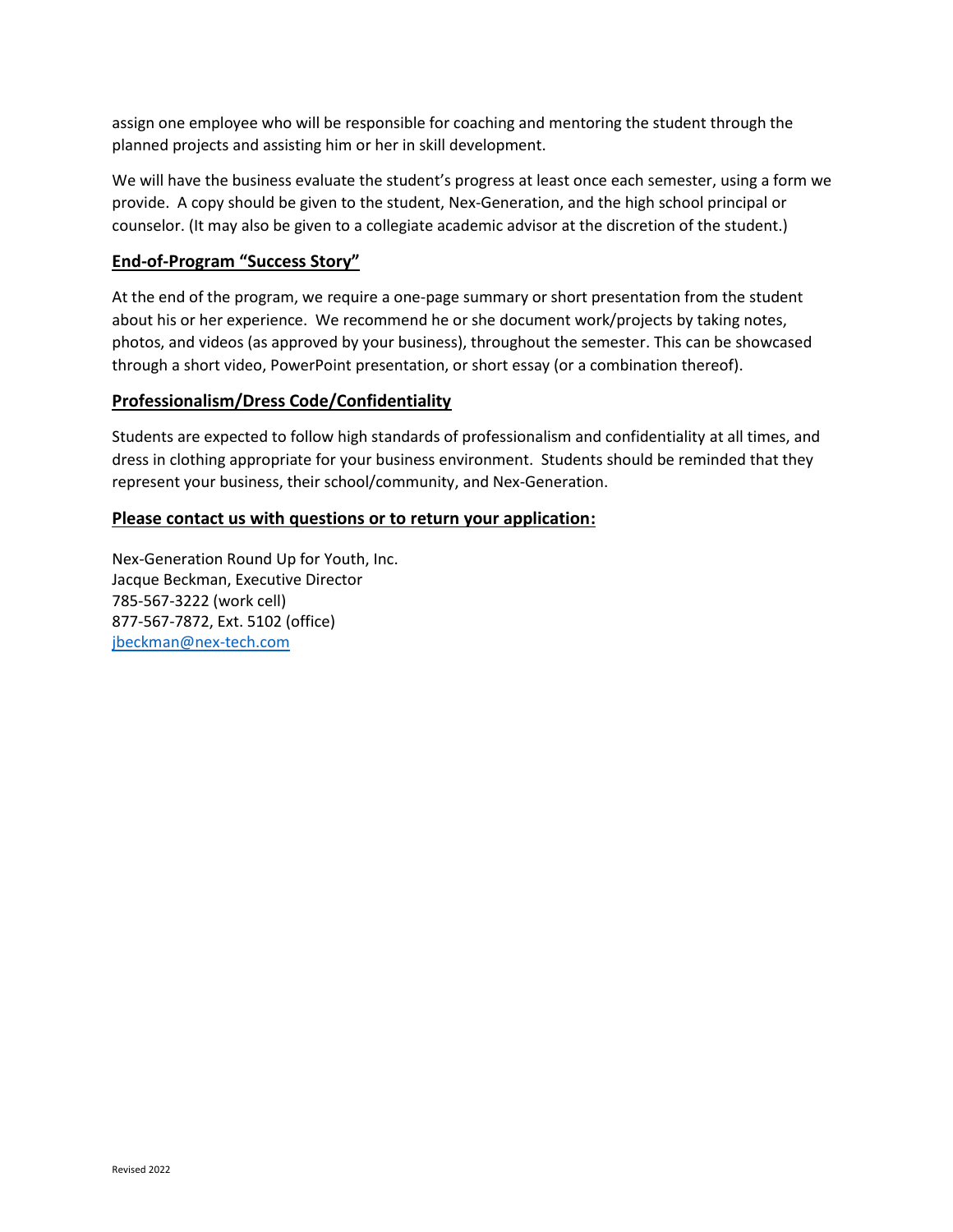assign one employee who will be responsible for coaching and mentoring the student through the planned projects and assisting him or her in skill development.

We will have the business evaluate the student's progress at least once each semester, using a form we provide. A copy should be given to the student, Nex-Generation, and the high school principal or counselor. (It may also be given to a collegiate academic advisor at the discretion of the student.)

## End-of-Program "Success Story"

At the end of the program, we require a one-page summary or short presentation from the student about his or her experience. We recommend he or she document work/projects by taking notes, photos, and videos (as approved by your business), throughout the semester. This can be showcased through a short video, PowerPoint presentation, or short essay (or a combination thereof).

## Professionalism/Dress Code/Confidentiality

Students are expected to follow high standards of professionalism and confidentiality at all times, and dress in clothing appropriate for your business environment. Students should be reminded that they represent your business, their school/community, and Nex-Generation.

## Please contact us with questions or to return your application:

Nex-Generation Round Up for Youth, Inc.
Jacque Beckman, Executive Director
785-567-3222 (work cell)
877-567-7872, Ext. 5102 (office)
jbeckman@nex-tech.com

Revised 2022